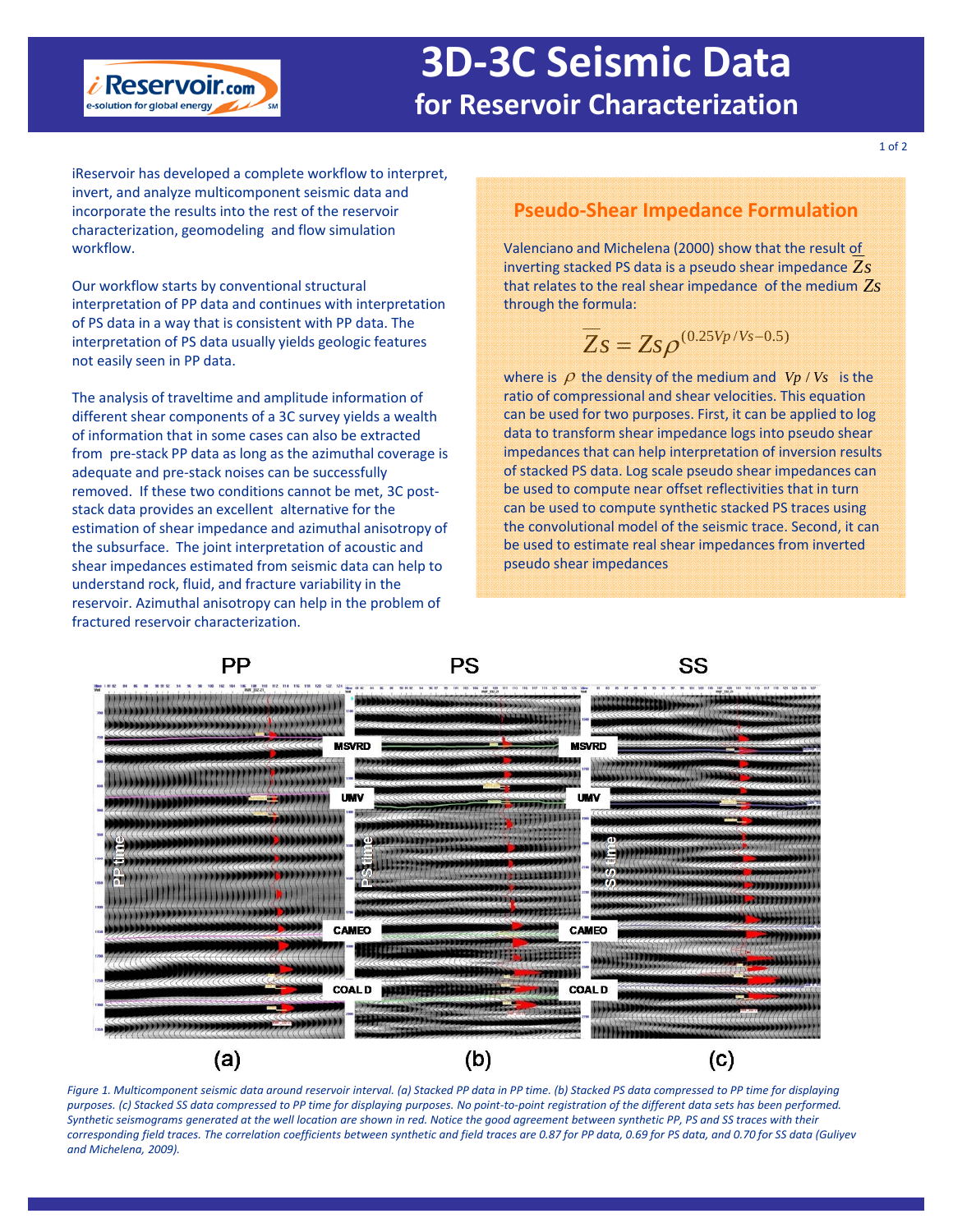# 3D-3C Seismic Data
## for Reservoir Characterization

iReservoir has developed a complete workflow to interpret, invert, and analyze multicomponent seismic data and incorporate the results into the rest of the reservoir characterization, geomodeling and flow simulation workflow.

Our workflow starts by conventional structural interpretation of PP data and continues with interpretation of PS data in a way that is consistent with PP data. The interpretation of PS data usually yields geologic features not easily seen in PP data.

The analysis of traveltime and amplitude information of different shear components of a 3C survey yields a wealth of information that in some cases can also be extracted from pre-stack PP data as long as the azimuthal coverage is adequate and pre-stack noises can be successfully removed. If these two conditions cannot be met, 3C post-stack data provides an excellent alternative for the estimation of shear impedance and azimuthal anisotropy of the subsurface. The joint interpretation of acoustic and shear impedances estimated from seismic data can help to understand rock, fluid, and fracture variability in the reservoir. Azimuthal anisotropy can help in the problem of fractured reservoir characterization.

### Pseudo-Shear Impedance Formulation

Valenciano and Michelena (2000) show that the result of inverting stacked PS data is a pseudo shear impedance $\overline{Zs}$ that relates to the real shear impedance of the medium $Zs$ through the formula:

$$\overline{Zs} = Zs\rho^{(0.25Vp/Vs-0.5)}$$

where is $\rho$ the density of the medium and $Vp/Vs$ is the ratio of compressional and shear velocities. This equation can be used for two purposes. First, it can be applied to log data to transform shear impedance logs into pseudo shear impedances that can help interpretation of inversion results of stacked PS data. Log scale pseudo shear impedances can be used to compute near offset reflectivities that in turn can be used to compute synthetic stacked PS traces using the convolutional model of the seismic trace. Second, it can be used to estimate real shear impedances from inverted pseudo shear impedances

PP

PS

SS

MSVRD

UMV

CAMEO

COAL D

PP time

PS time

SS time

(a)

(b)

(c)

*Figure 1. Multicomponent seismic data around reservoir interval. (a) Stacked PP data in PP time. (b) Stacked PS data compressed to PP time for displaying purposes. (c) Stacked SS data compressed to PP time for displaying purposes. No point-to-point registration of the different data sets has been performed. Synthetic seismograms generated at the well location are shown in red. Notice the good agreement between synthetic PP, PS and SS traces with their corresponding field traces. The correlation coefficients between synthetic and field traces are 0.87 for PP data, 0.69 for PS data, and 0.70 for SS data (Guliyev and Michelena, 2009).*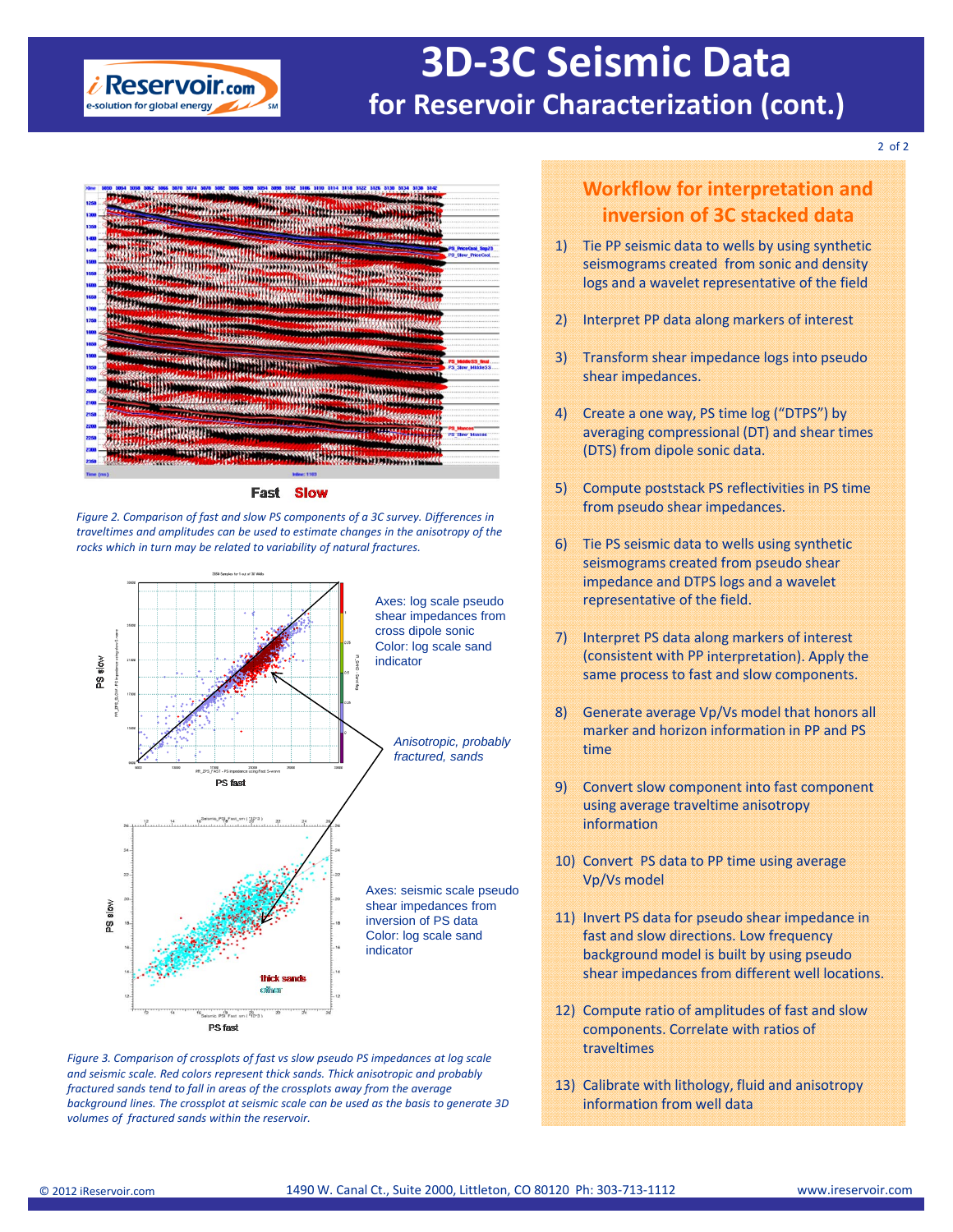# 3D-3C Seismic Data for Reservoir Characterization (cont.)

Fast Slow

*Figure 2. Comparison of fast and slow PS components of a 3C survey. Differences in traveltimes and amplitudes can be used to estimate changes in the anisotropy of the rocks which in turn may be related to variability of natural fractures.*

PS slow

PS fast

Axes: log scale pseudo shear impedances from cross dipole sonic
Color: log scale sand indicator

*Anisotropic, probably fractured, sands*

PS slow

PS fast

thick sands
other

Axes: seismic scale pseudo shear impedances from inversion of PS data
Color: log scale sand indicator

*Figure 3. Comparison of crossplots of fast vs slow pseudo PS impedances at log scale and seismic scale. Red colors represent thick sands. Thick anisotropic and probably fractured sands tend to fall in areas of the crossplots away from the average background lines. The crossplot at seismic scale can be used as the basis to generate 3D volumes of fractured sands within the reservoir.*

## Workflow for interpretation and inversion of 3C stacked data

1) Tie PP seismic data to wells by using synthetic seismograms created from sonic and density logs and a wavelet representative of the field
2) Interpret PP data along markers of interest
3) Transform shear impedance logs into pseudo shear impedances.
4) Create a one way, PS time log ("DTPS") by averaging compressional (DT) and shear times (DTS) from dipole sonic data.
5) Compute poststack PS reflectivities in PS time from pseudo shear impedances.
6) Tie PS seismic data to wells using synthetic seismograms created from pseudo shear impedance and DTPS logs and a wavelet representative of the field.
7) Interpret PS data along markers of interest (consistent with PP interpretation). Apply the same process to fast and slow components.
8) Generate average Vp/Vs model that honors all marker and horizon information in PP and PS time
9) Convert slow component into fast component using average traveltime anisotropy information
10) Convert PS data to PP time using average Vp/Vs model
11) Invert PS data for pseudo shear impedance in fast and slow directions. Low frequency background model is built by using pseudo shear impedances from different well locations.
12) Compute ratio of amplitudes of fast and slow components. Correlate with ratios of traveltimes
13) Calibrate with lithology, fluid and anisotropy information from well data

© 2012 iReservoir.com 1490 W. Canal Ct., Suite 2000, Littleton, CO 80120 Ph: 303-713-1112 www.ireservoir.com